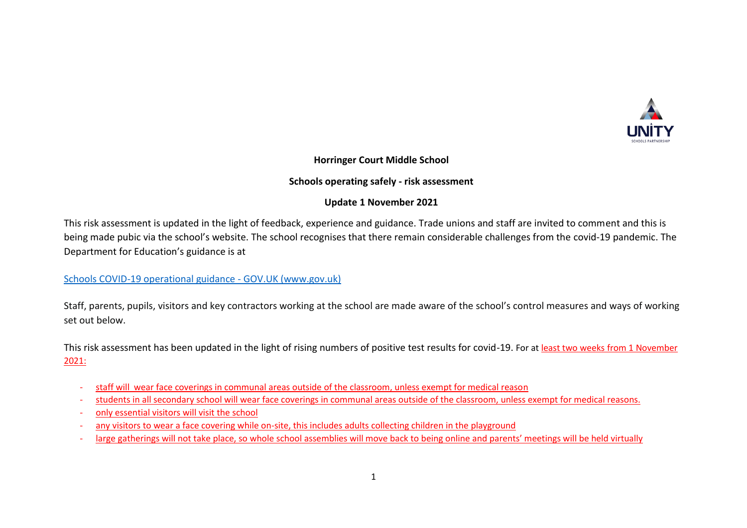**Horringer Court Middle School**

**Schools operating safely - risk assessment**

**Update 1 November 2021**

This risk assessment is updated in the light of feedback, experience and guidance. Trade unions and staff are invited to comment and this is being made pubic via the school's website. The school recognises that there remain considerable challenges from the covid-19 pandemic. The Department for Education's guidance is at

[Schools COVID-19 operational guidance - GOV.UK (www.gov.uk)](https://www.gov.uk)

Staff, parents, pupils, visitors and key contractors working at the school are made aware of the school's control measures and ways of working set out below.

This risk assessment has been updated in the light of rising numbers of positive test results for covid-19. For at least two weeks from 1 November 2021:

- staff will  wear face coverings in communal areas outside of the classroom, unless exempt for medical reason
- students in all secondary school will wear face coverings in communal areas outside of the classroom, unless exempt for medical reasons.
- only essential visitors will visit the school
- any visitors to wear a face covering while on-site, this includes adults collecting children in the playground
- large gatherings will not take place, so whole school assemblies will move back to being online and parents' meetings will be held virtually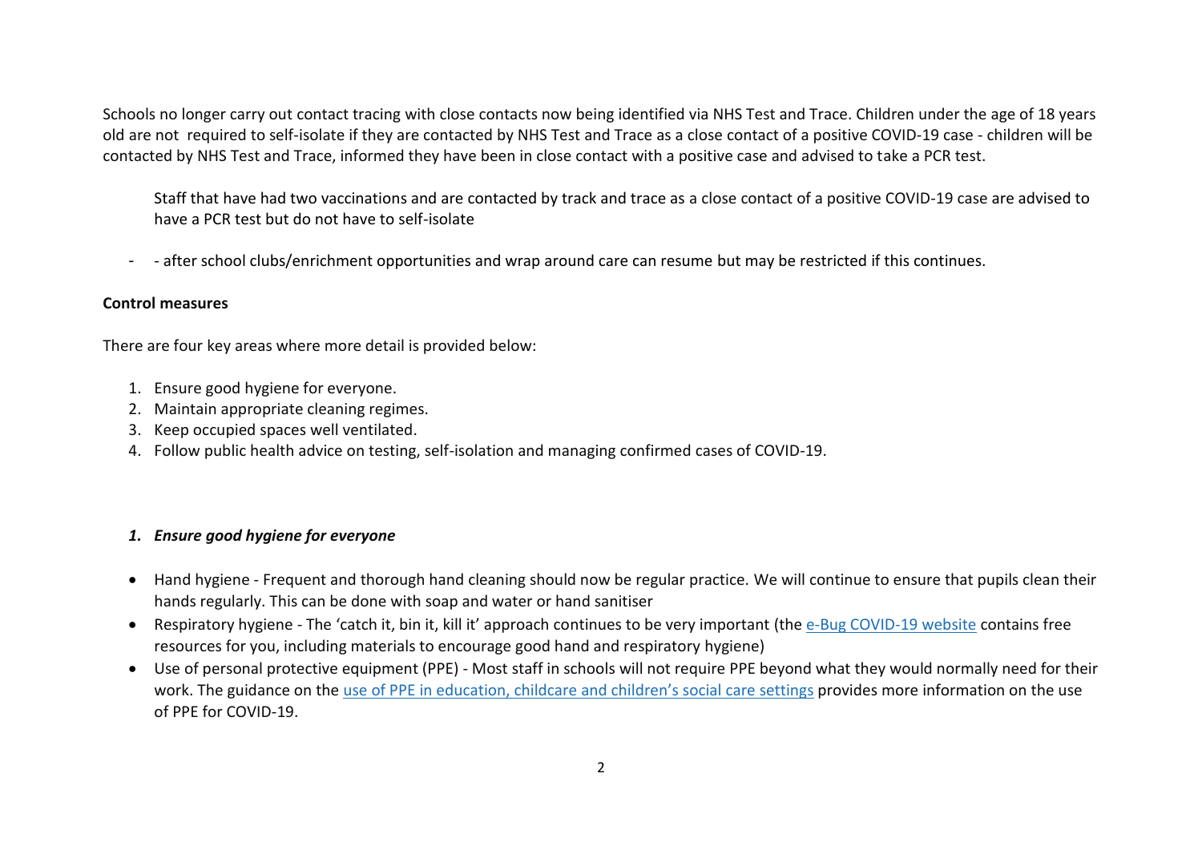Schools no longer carry out contact tracing with close contacts now being identified via NHS Test and Trace. Children under the age of 18 years old are not  required to self-isolate if they are contacted by NHS Test and Trace as a close contact of a positive COVID-19 case - children will be contacted by NHS Test and Trace, informed they have been in close contact with a positive case and advised to take a PCR test.

Staff that have had two vaccinations and are contacted by track and trace as a close contact of a positive COVID-19 case are advised to have a PCR test but do not have to self-isolate

- - after school clubs/enrichment opportunities and wrap around care can resume but may be restricted if this continues.

**Control measures**

There are four key areas where more detail is provided below:

1. Ensure good hygiene for everyone.
2. Maintain appropriate cleaning regimes.
3. Keep occupied spaces well ventilated.
4. Follow public health advice on testing, self-isolation and managing confirmed cases of COVID-19.

### *1. Ensure good hygiene for everyone*

- Hand hygiene - Frequent and thorough hand cleaning should now be regular practice. We will continue to ensure that pupils clean their hands regularly. This can be done with soap and water or hand sanitiser
- Respiratory hygiene - The 'catch it, bin it, kill it' approach continues to be very important (the e-Bug COVID-19 website contains free resources for you, including materials to encourage good hand and respiratory hygiene)
- Use of personal protective equipment (PPE) - Most staff in schools will not require PPE beyond what they would normally need for their work. The guidance on the use of PPE in education, childcare and children's social care settings provides more information on the use of PPE for COVID-19.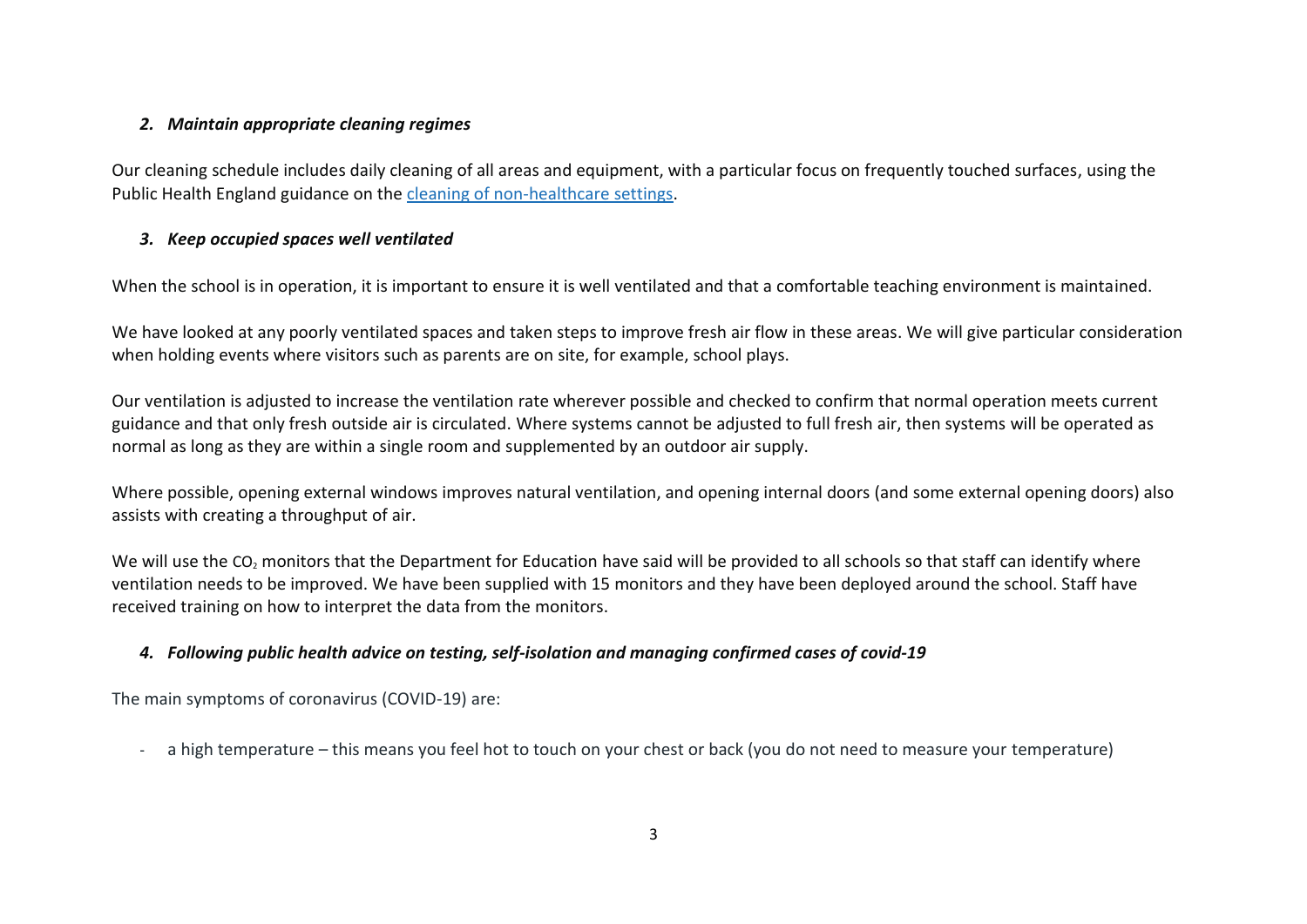### *2. Maintain appropriate cleaning regimes*

Our cleaning schedule includes daily cleaning of all areas and equipment, with a particular focus on frequently touched surfaces, using the Public Health England guidance on the [cleaning of non-healthcare settings](#).

### *3. Keep occupied spaces well ventilated*

When the school is in operation, it is important to ensure it is well ventilated and that a comfortable teaching environment is maintained.

We have looked at any poorly ventilated spaces and taken steps to improve fresh air flow in these areas. We will give particular consideration when holding events where visitors such as parents are on site, for example, school plays.

Our ventilation is adjusted to increase the ventilation rate wherever possible and checked to confirm that normal operation meets current guidance and that only fresh outside air is circulated. Where systems cannot be adjusted to full fresh air, then systems will be operated as normal as long as they are within a single room and supplemented by an outdoor air supply.

Where possible, opening external windows improves natural ventilation, and opening internal doors (and some external opening doors) also assists with creating a throughput of air.

We will use the $CO_2$ monitors that the Department for Education have said will be provided to all schools so that staff can identify where ventilation needs to be improved. We have been supplied with 15 monitors and they have been deployed around the school. Staff have received training on how to interpret the data from the monitors.

### *4. Following public health advice on testing, self-isolation and managing confirmed cases of covid-19*

The main symptoms of coronavirus (COVID-19) are:

- a high temperature – this means you feel hot to touch on your chest or back (you do not need to measure your temperature)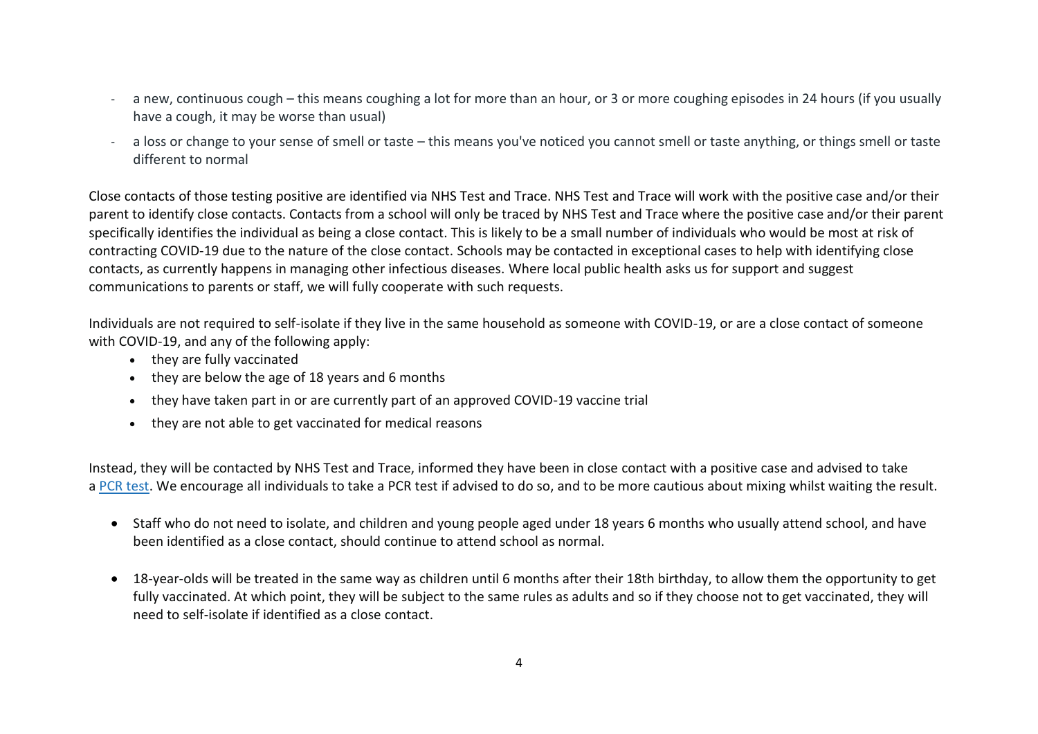- a new, continuous cough – this means coughing a lot for more than an hour, or 3 or more coughing episodes in 24 hours (if you usually have a cough, it may be worse than usual)
- a loss or change to your sense of smell or taste – this means you've noticed you cannot smell or taste anything, or things smell or taste different to normal

Close contacts of those testing positive are identified via NHS Test and Trace. NHS Test and Trace will work with the positive case and/or their parent to identify close contacts. Contacts from a school will only be traced by NHS Test and Trace where the positive case and/or their parent specifically identifies the individual as being a close contact. This is likely to be a small number of individuals who would be most at risk of contracting COVID-19 due to the nature of the close contact. Schools may be contacted in exceptional cases to help with identifying close contacts, as currently happens in managing other infectious diseases. Where local public health asks us for support and suggest communications to parents or staff, we will fully cooperate with such requests.

Individuals are not required to self-isolate if they live in the same household as someone with COVID-19, or are a close contact of someone with COVID-19, and any of the following apply:

- they are fully vaccinated
- they are below the age of 18 years and 6 months
- they have taken part in or are currently part of an approved COVID-19 vaccine trial
- they are not able to get vaccinated for medical reasons

Instead, they will be contacted by NHS Test and Trace, informed they have been in close contact with a positive case and advised to take a PCR test. We encourage all individuals to take a PCR test if advised to do so, and to be more cautious about mixing whilst waiting the result.

- Staff who do not need to isolate, and children and young people aged under 18 years 6 months who usually attend school, and have been identified as a close contact, should continue to attend school as normal.

- 18-year-olds will be treated in the same way as children until 6 months after their 18th birthday, to allow them the opportunity to get fully vaccinated. At which point, they will be subject to the same rules as adults and so if they choose not to get vaccinated, they will need to self-isolate if identified as a close contact.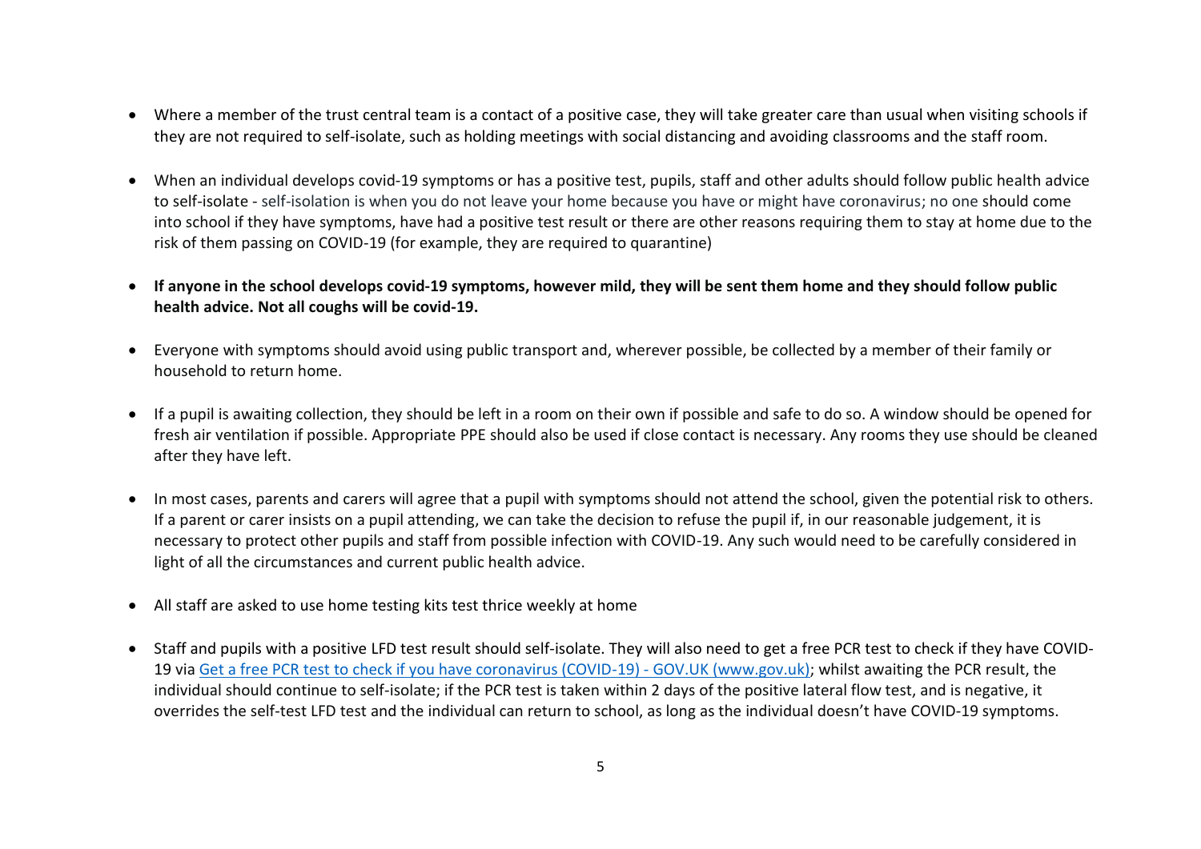- Where a member of the trust central team is a contact of a positive case, they will take greater care than usual when visiting schools if they are not required to self-isolate, such as holding meetings with social distancing and avoiding classrooms and the staff room.

- When an individual develops covid-19 symptoms or has a positive test, pupils, staff and other adults should follow public health advice to self-isolate - self-isolation is when you do not leave your home because you have or might have coronavirus; no one should come into school if they have symptoms, have had a positive test result or there are other reasons requiring them to stay at home due to the risk of them passing on COVID-19 (for example, they are required to quarantine)

- **If anyone in the school develops covid-19 symptoms, however mild, they will be sent them home and they should follow public health advice. Not all coughs will be covid-19.**

- Everyone with symptoms should avoid using public transport and, wherever possible, be collected by a member of their family or household to return home.

- If a pupil is awaiting collection, they should be left in a room on their own if possible and safe to do so. A window should be opened for fresh air ventilation if possible. Appropriate PPE should also be used if close contact is necessary. Any rooms they use should be cleaned after they have left.

- In most cases, parents and carers will agree that a pupil with symptoms should not attend the school, given the potential risk to others. If a parent or carer insists on a pupil attending, we can take the decision to refuse the pupil if, in our reasonable judgement, it is necessary to protect other pupils and staff from possible infection with COVID-19. Any such would need to be carefully considered in light of all the circumstances and current public health advice.

- All staff are asked to use home testing kits test thrice weekly at home

- Staff and pupils with a positive LFD test result should self-isolate. They will also need to get a free PCR test to check if they have COVID-19 via [Get a free PCR test to check if you have coronavirus (COVID-19) - GOV.UK (www.gov.uk)](https://www.gov.uk); whilst awaiting the PCR result, the individual should continue to self-isolate; if the PCR test is taken within 2 days of the positive lateral flow test, and is negative, it overrides the self-test LFD test and the individual can return to school, as long as the individual doesn't have COVID-19 symptoms.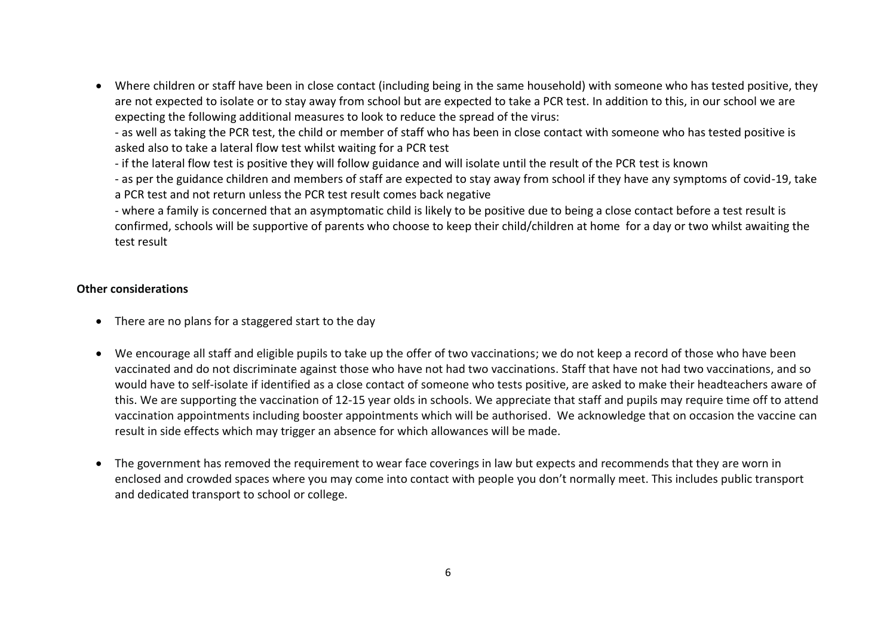- Where children or staff have been in close contact (including being in the same household) with someone who has tested positive, they are not expected to isolate or to stay away from school but are expected to take a PCR test. In addition to this, in our school we are expecting the following additional measures to look to reduce the spread of the virus:
  - as well as taking the PCR test, the child or member of staff who has been in close contact with someone who has tested positive is asked also to take a lateral flow test whilst waiting for a PCR test
  - if the lateral flow test is positive they will follow guidance and will isolate until the result of the PCR test is known
  - as per the guidance children and members of staff are expected to stay away from school if they have any symptoms of covid-19, take a PCR test and not return unless the PCR test result comes back negative
  - where a family is concerned that an asymptomatic child is likely to be positive due to being a close contact before a test result is confirmed, schools will be supportive of parents who choose to keep their child/children at home for a day or two whilst awaiting the test result

**Other considerations**

- There are no plans for a staggered start to the day

- We encourage all staff and eligible pupils to take up the offer of two vaccinations; we do not keep a record of those who have been vaccinated and do not discriminate against those who have not had two vaccinations. Staff that have not had two vaccinations, and so would have to self-isolate if identified as a close contact of someone who tests positive, are asked to make their headteachers aware of this. We are supporting the vaccination of 12-15 year olds in schools. We appreciate that staff and pupils may require time off to attend vaccination appointments including booster appointments which will be authorised. We acknowledge that on occasion the vaccine can result in side effects which may trigger an absence for which allowances will be made.

- The government has removed the requirement to wear face coverings in law but expects and recommends that they are worn in enclosed and crowded spaces where you may come into contact with people you don't normally meet. This includes public transport and dedicated transport to school or college.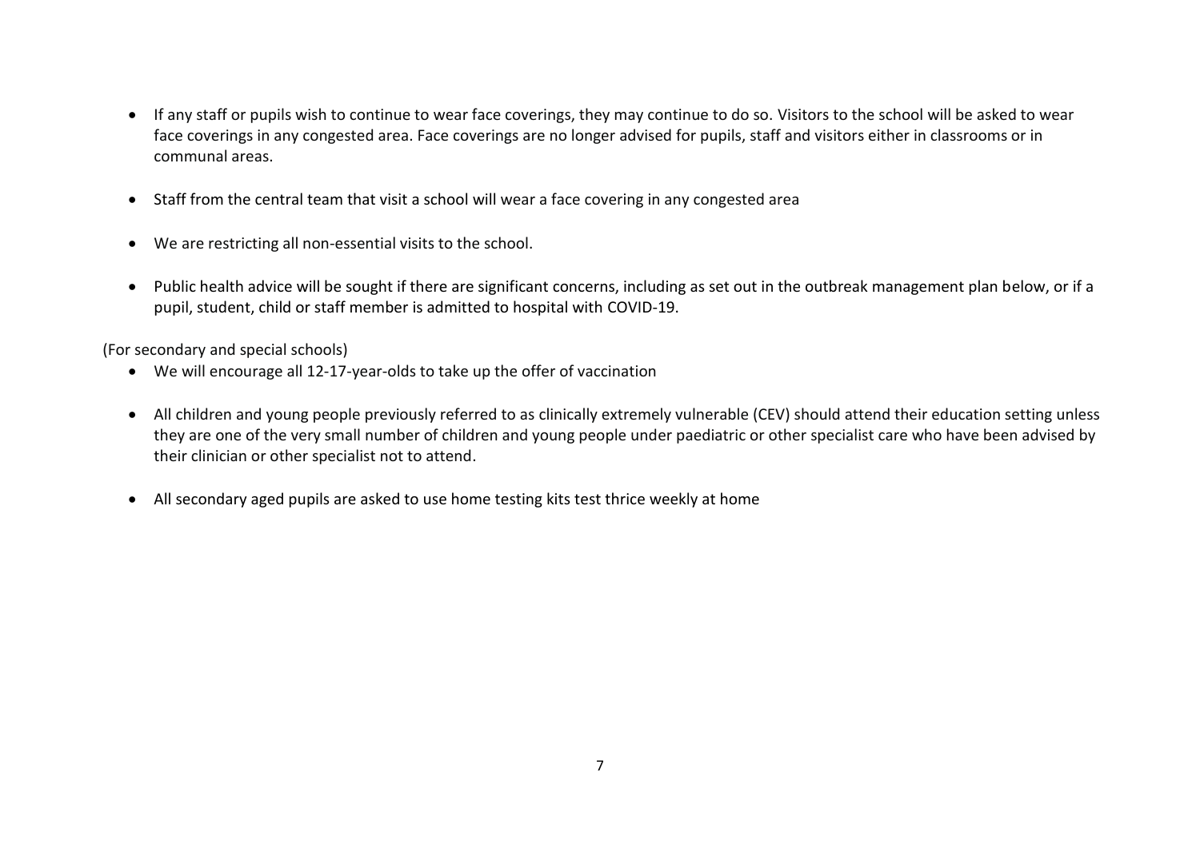- If any staff or pupils wish to continue to wear face coverings, they may continue to do so. Visitors to the school will be asked to wear face coverings in any congested area. Face coverings are no longer advised for pupils, staff and visitors either in classrooms or in communal areas.

- Staff from the central team that visit a school will wear a face covering in any congested area

- We are restricting all non-essential visits to the school.

- Public health advice will be sought if there are significant concerns, including as set out in the outbreak management plan below, or if a pupil, student, child or staff member is admitted to hospital with COVID-19.

(For secondary and special schools)

- We will encourage all 12-17-year-olds to take up the offer of vaccination

- All children and young people previously referred to as clinically extremely vulnerable (CEV) should attend their education setting unless they are one of the very small number of children and young people under paediatric or other specialist care who have been advised by their clinician or other specialist not to attend.

- All secondary aged pupils are asked to use home testing kits test thrice weekly at home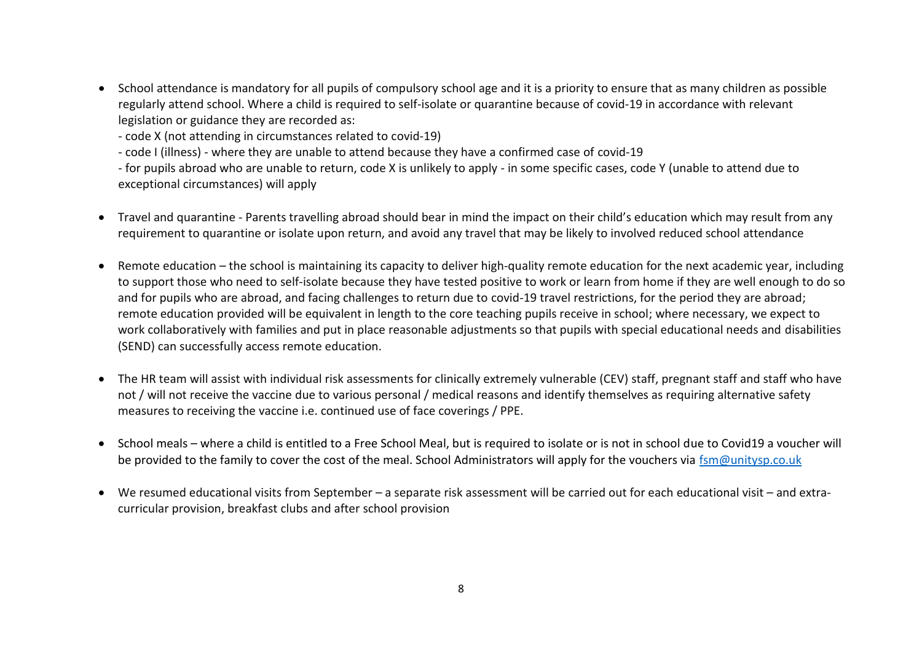- School attendance is mandatory for all pupils of compulsory school age and it is a priority to ensure that as many children as possible regularly attend school. Where a child is required to self-isolate or quarantine because of covid-19 in accordance with relevant legislation or guidance they are recorded as:
  - code X (not attending in circumstances related to covid-19)
  - code I (illness) - where they are unable to attend because they have a confirmed case of covid-19
  - for pupils abroad who are unable to return, code X is unlikely to apply - in some specific cases, code Y (unable to attend due to exceptional circumstances) will apply

- Travel and quarantine - Parents travelling abroad should bear in mind the impact on their child's education which may result from any requirement to quarantine or isolate upon return, and avoid any travel that may be likely to involved reduced school attendance

- Remote education – the school is maintaining its capacity to deliver high-quality remote education for the next academic year, including to support those who need to self-isolate because they have tested positive to work or learn from home if they are well enough to do so and for pupils who are abroad, and facing challenges to return due to covid-19 travel restrictions, for the period they are abroad; remote education provided will be equivalent in length to the core teaching pupils receive in school; where necessary, we expect to work collaboratively with families and put in place reasonable adjustments so that pupils with special educational needs and disabilities (SEND) can successfully access remote education.

- The HR team will assist with individual risk assessments for clinically extremely vulnerable (CEV) staff, pregnant staff and staff who have not / will not receive the vaccine due to various personal / medical reasons and identify themselves as requiring alternative safety measures to receiving the vaccine i.e. continued use of face coverings / PPE.

- School meals – where a child is entitled to a Free School Meal, but is required to isolate or is not in school due to Covid19 a voucher will be provided to the family to cover the cost of the meal. School Administrators will apply for the vouchers via fsm@unitysp.co.uk

- We resumed educational visits from September – a separate risk assessment will be carried out for each educational visit – and extra-curricular provision, breakfast clubs and after school provision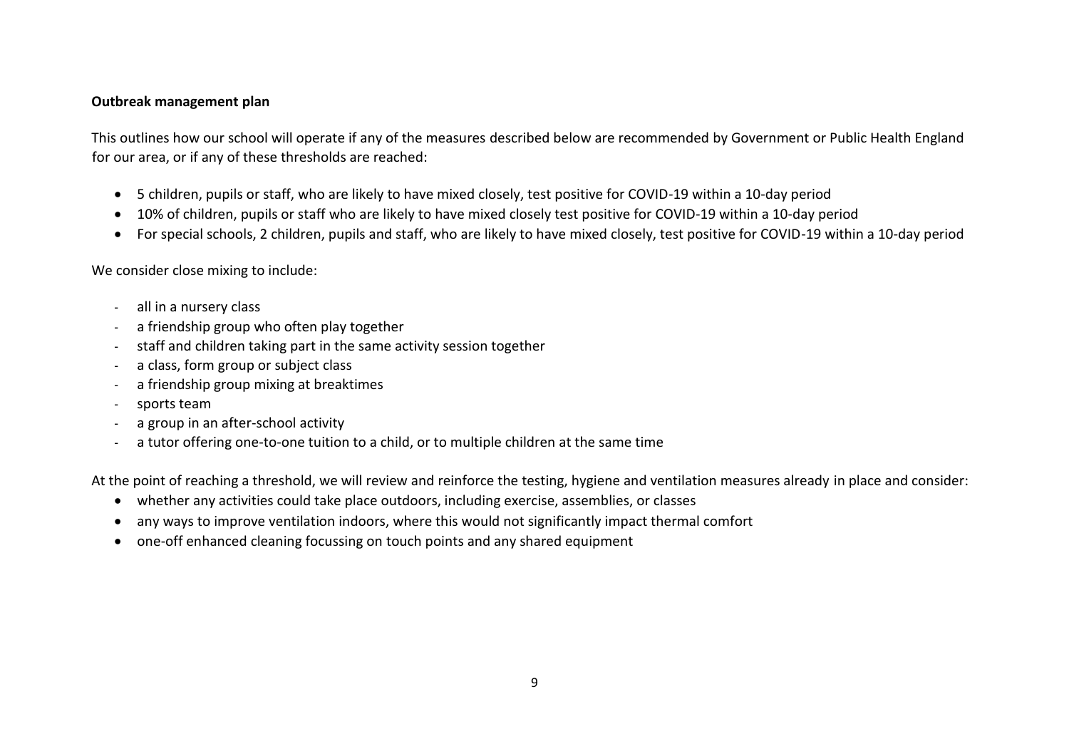**Outbreak management plan**

This outlines how our school will operate if any of the measures described below are recommended by Government or Public Health England for our area, or if any of these thresholds are reached:

- 5 children, pupils or staff, who are likely to have mixed closely, test positive for COVID-19 within a 10-day period
- 10% of children, pupils or staff who are likely to have mixed closely test positive for COVID-19 within a 10-day period
- For special schools, 2 children, pupils and staff, who are likely to have mixed closely, test positive for COVID-19 within a 10-day period

We consider close mixing to include:

- all in a nursery class
- a friendship group who often play together
- staff and children taking part in the same activity session together
- a class, form group or subject class
- a friendship group mixing at breaktimes
- sports team
- a group in an after-school activity
- a tutor offering one-to-one tuition to a child, or to multiple children at the same time

At the point of reaching a threshold, we will review and reinforce the testing, hygiene and ventilation measures already in place and consider:

- whether any activities could take place outdoors, including exercise, assemblies, or classes
- any ways to improve ventilation indoors, where this would not significantly impact thermal comfort
- one-off enhanced cleaning focussing on touch points and any shared equipment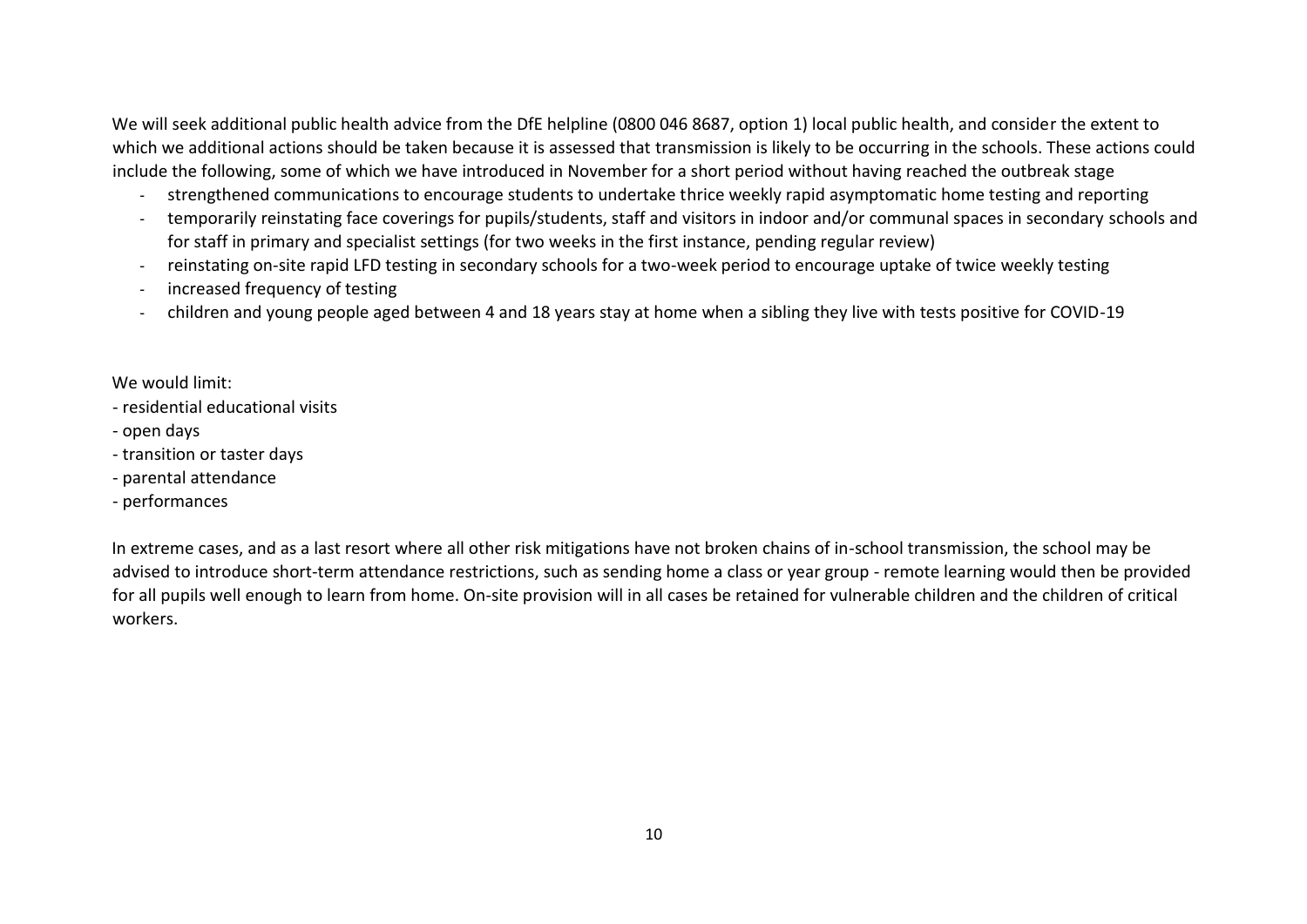We will seek additional public health advice from the DfE helpline (0800 046 8687, option 1) local public health, and consider the extent to which we additional actions should be taken because it is assessed that transmission is likely to be occurring in the schools. These actions could include the following, some of which we have introduced in November for a short period without having reached the outbreak stage

- strengthened communications to encourage students to undertake thrice weekly rapid asymptomatic home testing and reporting
- temporarily reinstating face coverings for pupils/students, staff and visitors in indoor and/or communal spaces in secondary schools and for staff in primary and specialist settings (for two weeks in the first instance, pending regular review)
- reinstating on-site rapid LFD testing in secondary schools for a two-week period to encourage uptake of twice weekly testing
- increased frequency of testing
- children and young people aged between 4 and 18 years stay at home when a sibling they live with tests positive for COVID-19

We would limit:

- residential educational visits
- open days
- transition or taster days
- parental attendance
- performances

In extreme cases, and as a last resort where all other risk mitigations have not broken chains of in-school transmission, the school may be advised to introduce short-term attendance restrictions, such as sending home a class or year group - remote learning would then be provided for all pupils well enough to learn from home. On-site provision will in all cases be retained for vulnerable children and the children of critical workers.